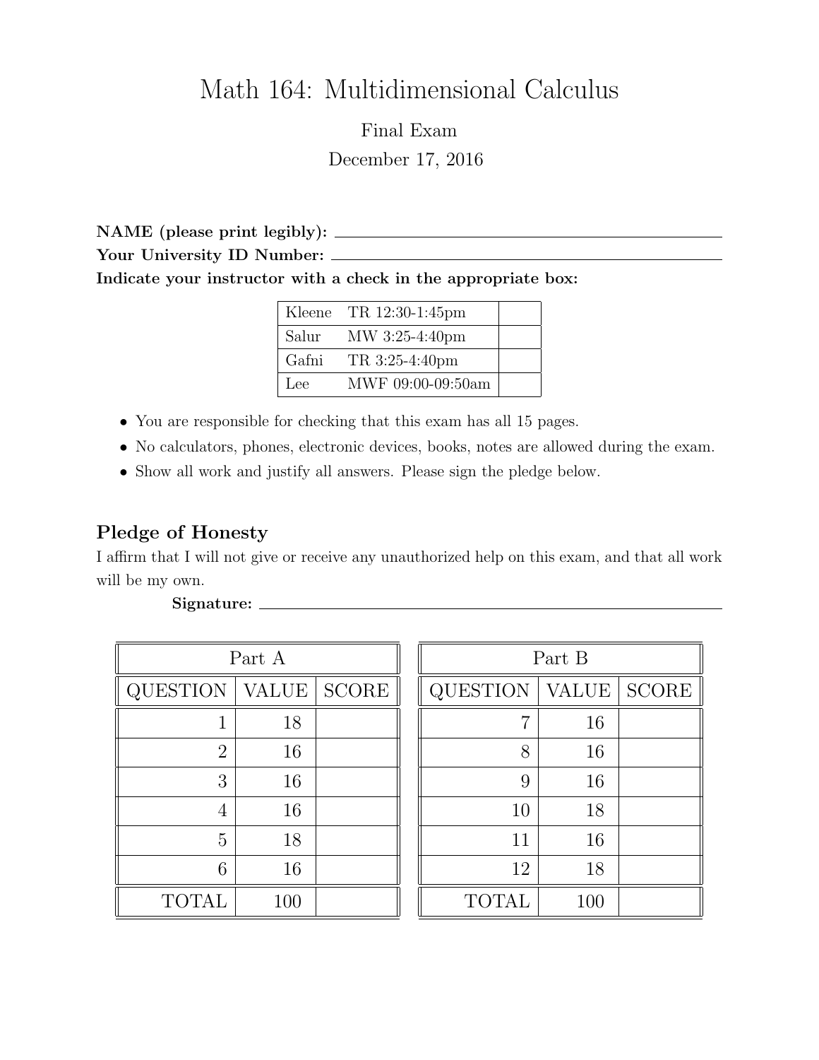# Math 164: Multidimensional Calculus

Final Exam

December 17, 2016

**NAME (please print legibly):** ______________________________

**Your University ID Number:** ______________________________

**Indicate your instructor with a check in the appropriate box:**

| | | |
|---|---|---|
| Kleene | TR 12:30-1:45pm | |
| Salur | MW 3:25-4:40pm | |
| Gafni | TR 3:25-4:40pm | |
| Lee | MWF 09:00-09:50am | |

- You are responsible for checking that this exam has all 15 pages.
- No calculators, phones, electronic devices, books, notes are allowed during the exam.
- Show all work and justify all answers. Please sign the pledge below.

## Pledge of Honesty

I affirm that I will not give or receive any unauthorized help on this exam, and that all work will be my own.

**Signature:** ______________________________

| Part A | | |
|---|---|---|
| QUESTION | VALUE | SCORE |
| 1 | 18 | |
| 2 | 16 | |
| 3 | 16 | |
| 4 | 16 | |
| 5 | 18 | |
| 6 | 16 | |
| TOTAL | 100 | |

| Part B | | |
|---|---|---|
| QUESTION | VALUE | SCORE |
| 7 | 16 | |
| 8 | 16 | |
| 9 | 16 | |
| 10 | 18 | |
| 11 | 16 | |
| 12 | 18 | |
| TOTAL | 100 | |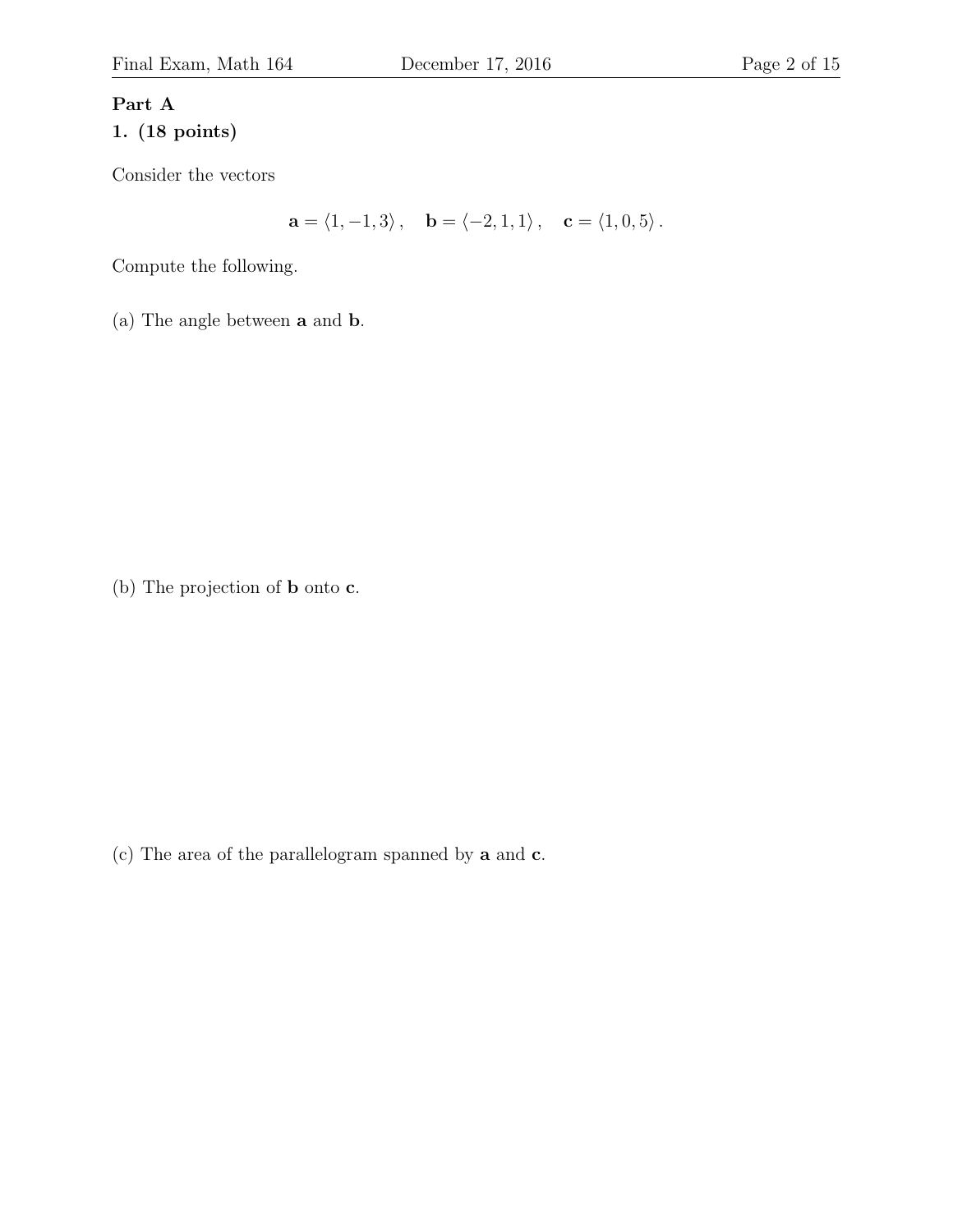## Part A

**1. (18 points)**

Consider the vectors

$$\mathbf{a} = \langle 1, -1, 3 \rangle\,, \quad \mathbf{b} = \langle -2, 1, 1 \rangle\,, \quad \mathbf{c} = \langle 1, 0, 5 \rangle\,.$$

Compute the following.

(a) The angle between $\mathbf{a}$ and $\mathbf{b}$.

(b) The projection of $\mathbf{b}$ onto $\mathbf{c}$.

(c) The area of the parallelogram spanned by $\mathbf{a}$ and $\mathbf{c}$.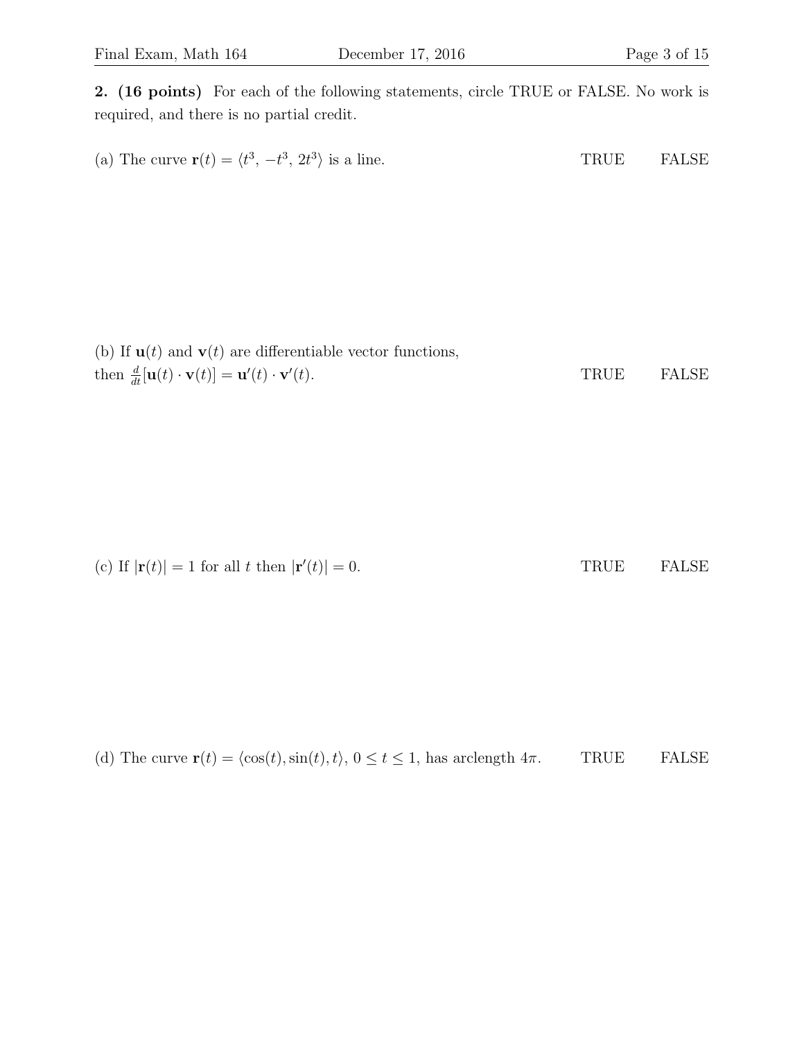**2. (16 points)** For each of the following statements, circle TRUE or FALSE. No work is required, and there is no partial credit.

(a) The curve $\mathbf{r}(t) = \langle t^3, -t^3, 2t^3 \rangle$ is a line. TRUE FALSE

(b) If $\mathbf{u}(t)$ and $\mathbf{v}(t)$ are differentiable vector functions, then $\frac{d}{dt}[\mathbf{u}(t) \cdot \mathbf{v}(t)] = \mathbf{u}'(t) \cdot \mathbf{v}'(t)$. TRUE FALSE

(c) If $|\mathbf{r}(t)| = 1$ for all $t$ then $|\mathbf{r}'(t)| = 0$. TRUE FALSE

(d) The curve $\mathbf{r}(t) = \langle \cos(t), \sin(t), t \rangle$, $0 \leq t \leq 1$, has arclength $4\pi$. TRUE FALSE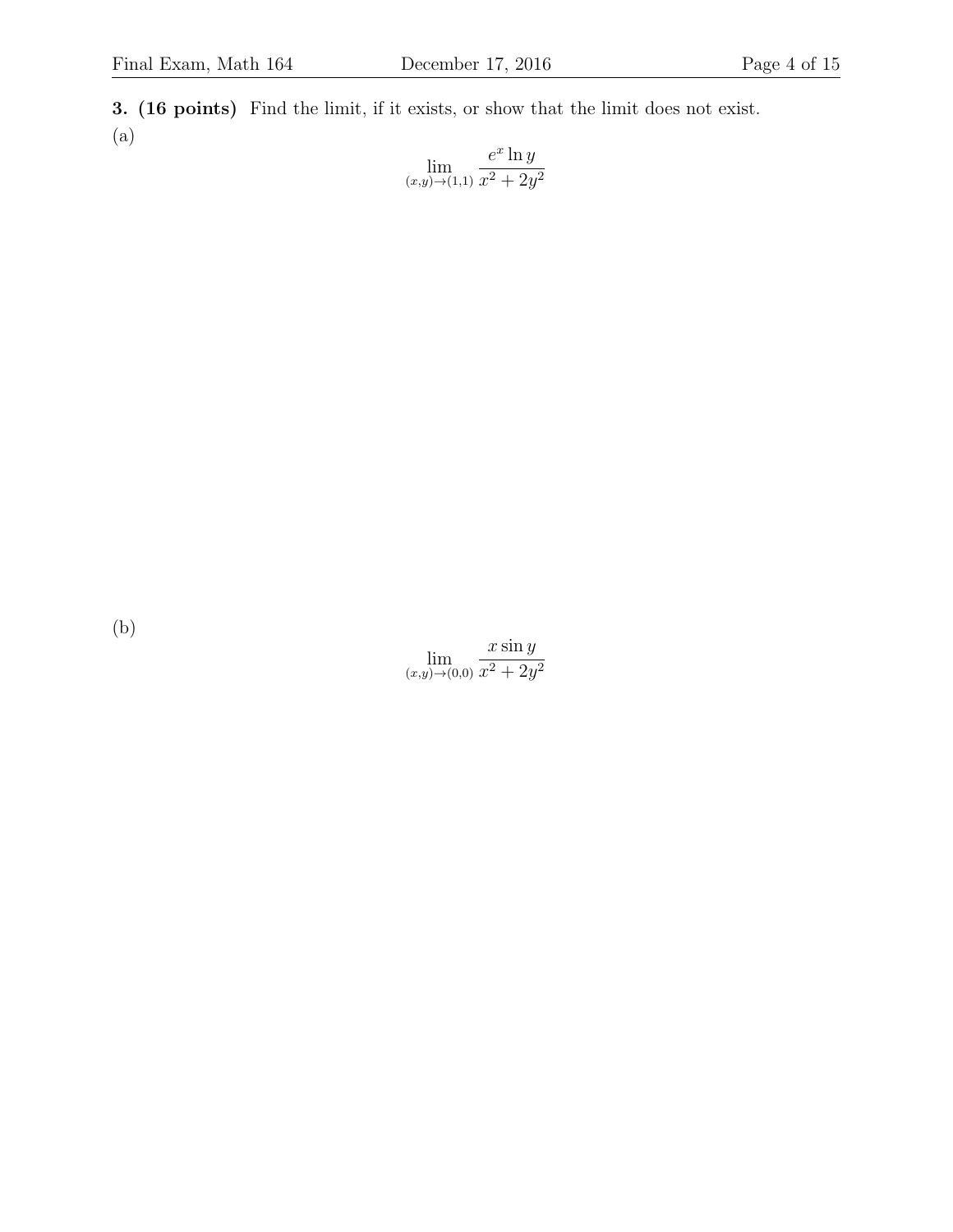**3. (16 points)** Find the limit, if it exists, or show that the limit does not exist.

(a)

$$\lim_{(x,y)\to(1,1)} \frac{e^x \ln y}{x^2 + 2y^2}$$

(b)

$$\lim_{(x,y)\to(0,0)} \frac{x \sin y}{x^2 + 2y^2}$$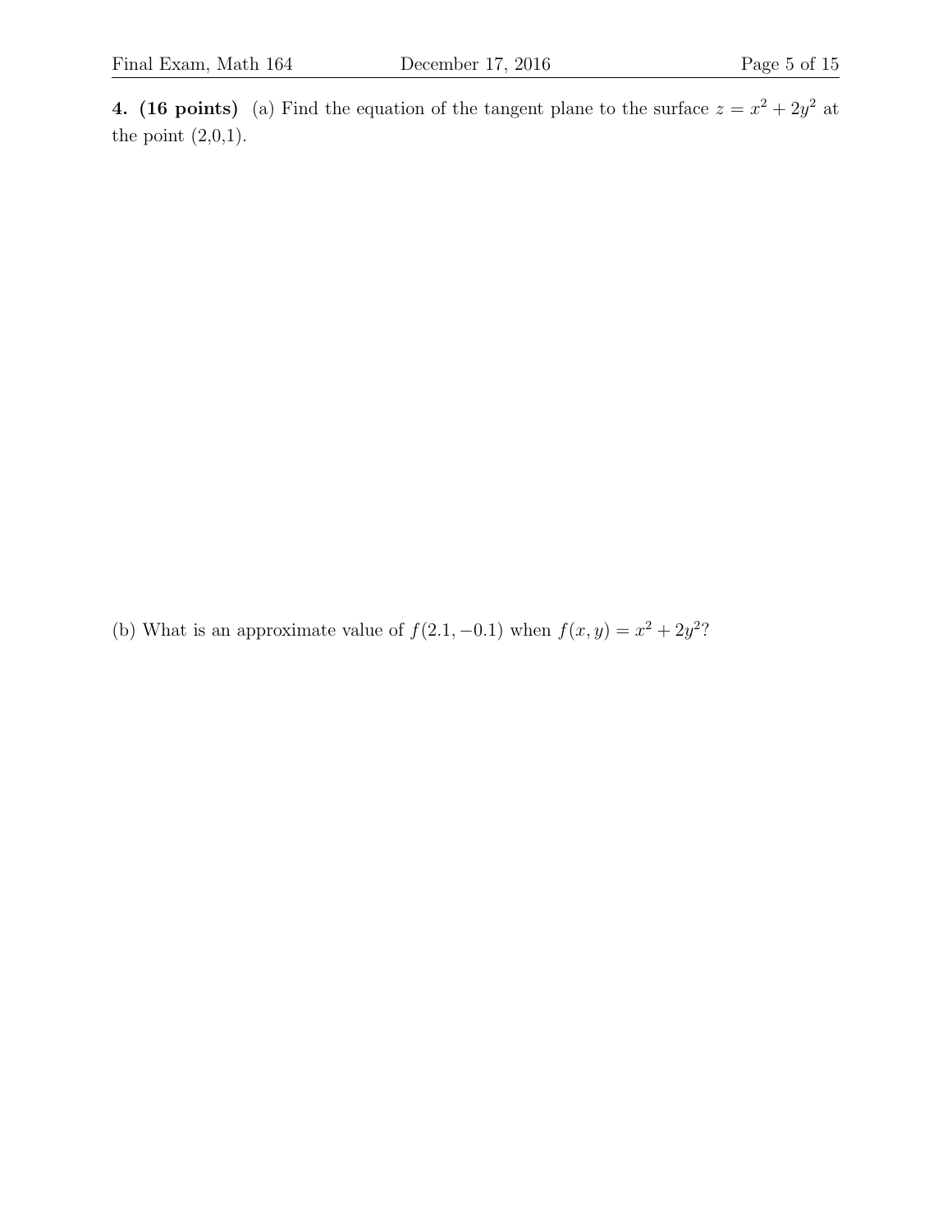**4. (16 points)** (a) Find the equation of the tangent plane to the surface $z = x^2 + 2y^2$ at the point (2,0,1).

(b) What is an approximate value of $f(2.1, -0.1)$ when $f(x, y) = x^2 + 2y^2$?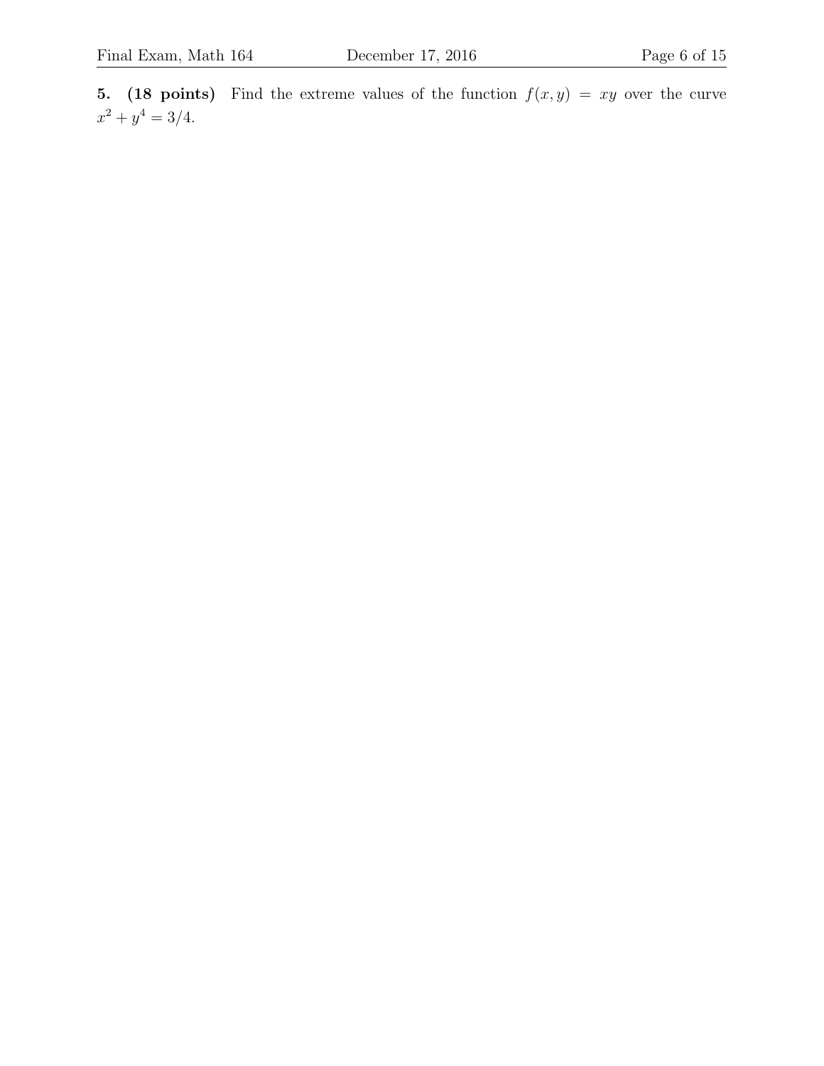**5. (18 points)** Find the extreme values of the function $f(x, y) = xy$ over the curve $x^2 + y^4 = 3/4$.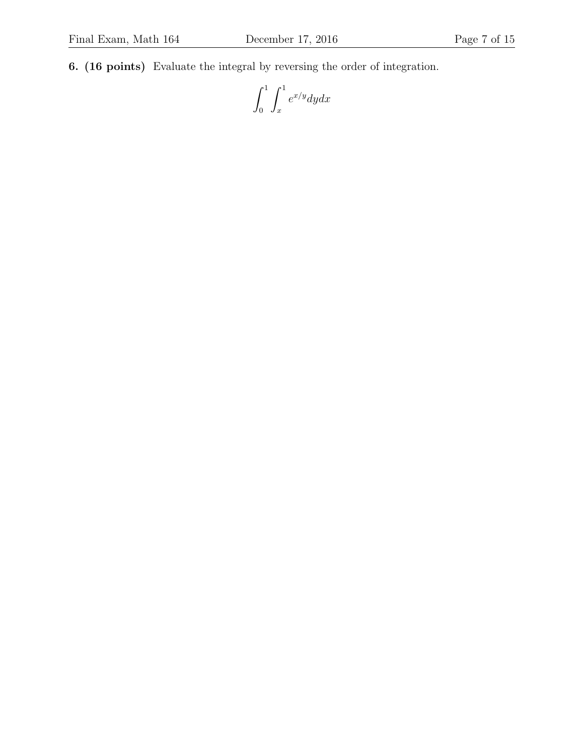**6. (16 points)** Evaluate the integral by reversing the order of integration.

$$\int_0^1 \int_x^1 e^{x/y} dy dx$$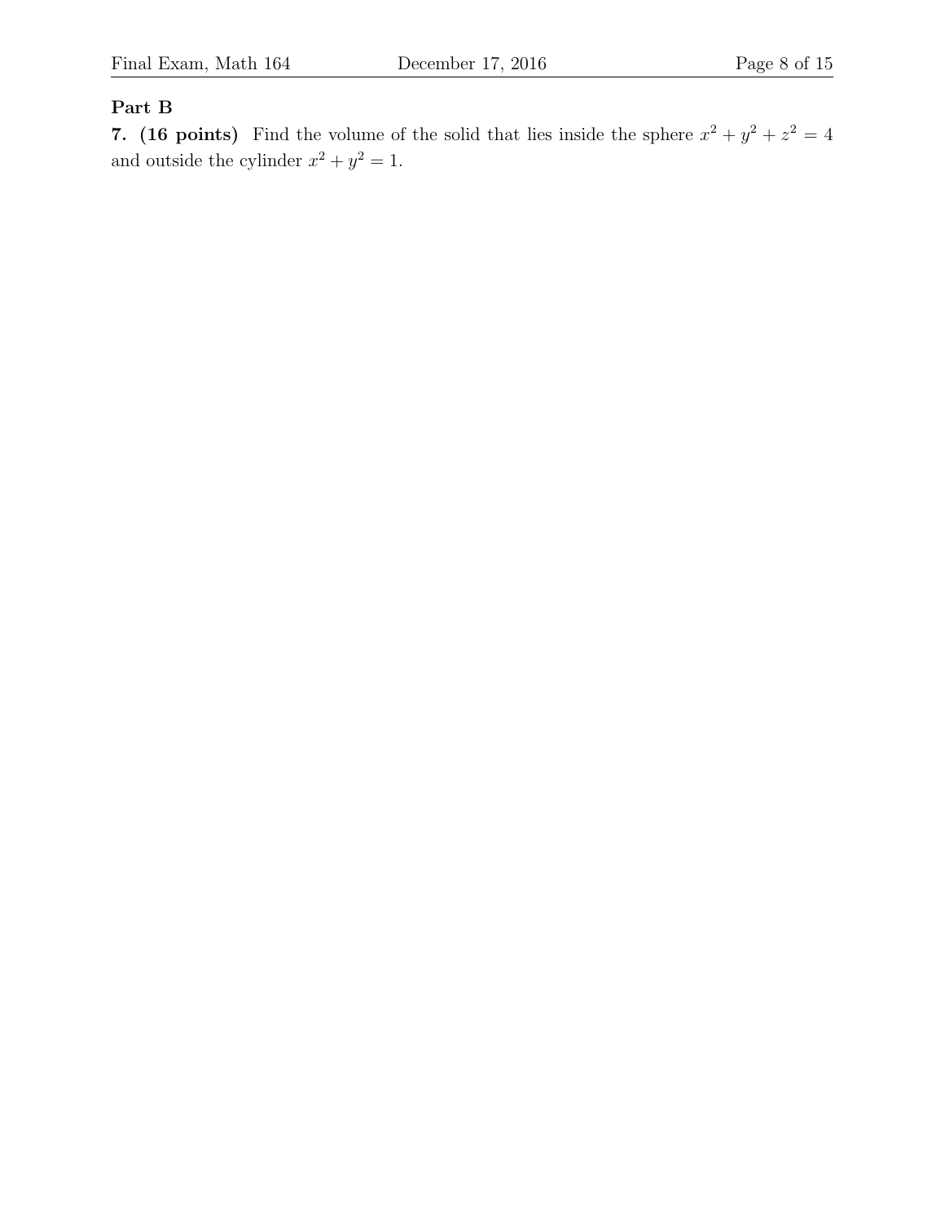## Part B

**7. (16 points)** Find the volume of the solid that lies inside the sphere $x^2 + y^2 + z^2 = 4$ and outside the cylinder $x^2 + y^2 = 1$.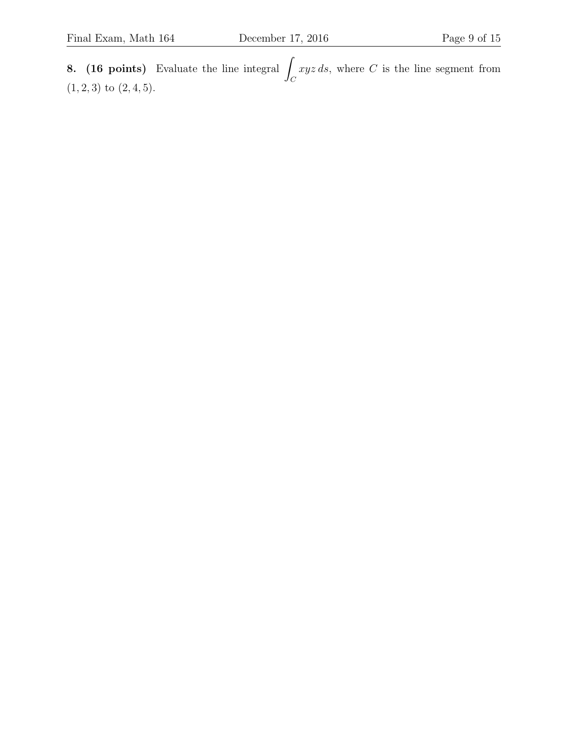**8. (16 points)** Evaluate the line integral $\int_C xyz\, ds$, where $C$ is the line segment from $(1, 2, 3)$ to $(2, 4, 5)$.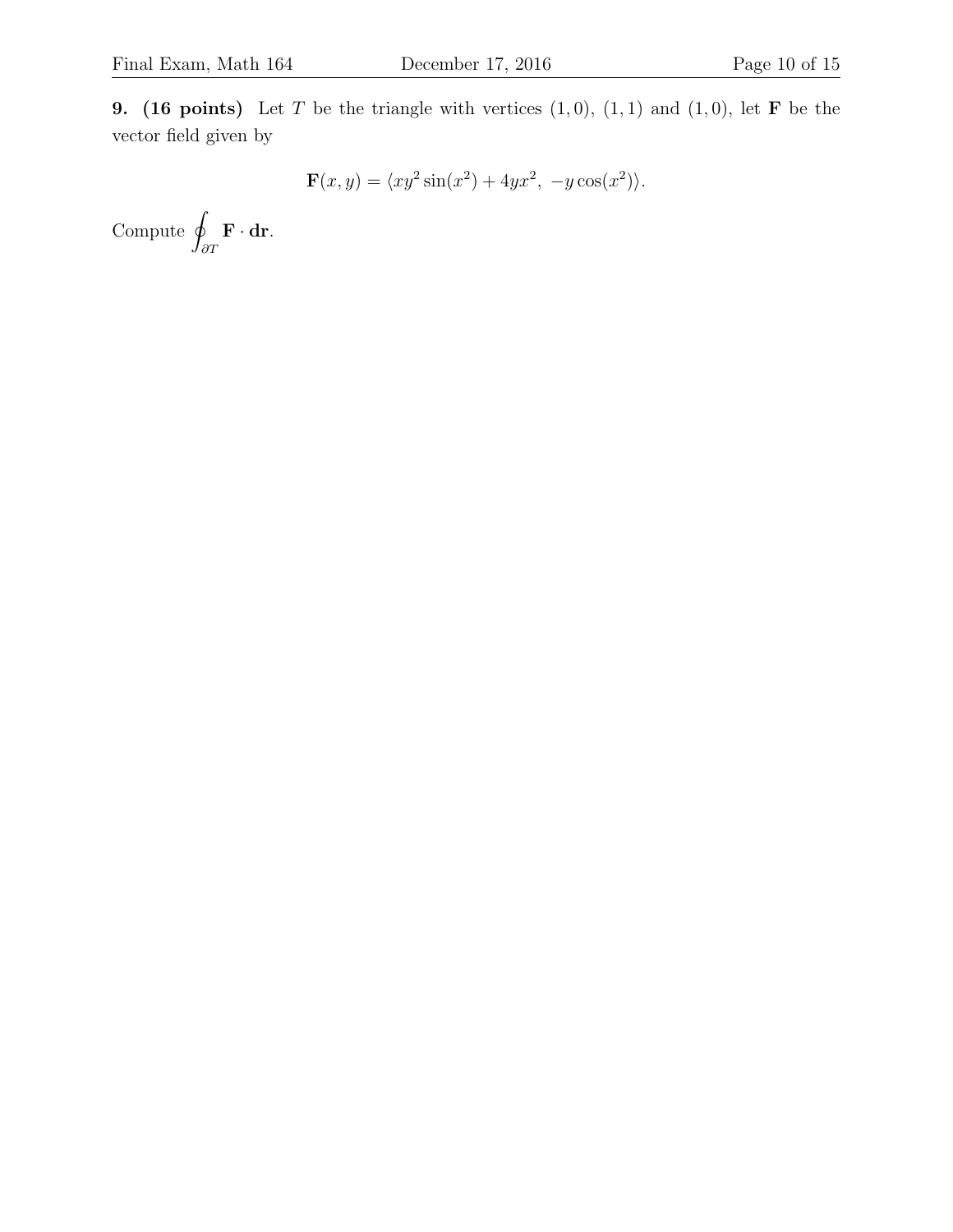**9. (16 points)** Let $T$ be the triangle with vertices $(1, 0)$, $(1, 1)$ and $(1, 0)$, let $\mathbf{F}$ be the vector field given by

$$\mathbf{F}(x, y) = \langle xy^2 \sin(x^2) + 4yx^2,\ -y\cos(x^2) \rangle.$$

Compute $\displaystyle\oint_{\partial T} \mathbf{F} \cdot \mathbf{dr}$.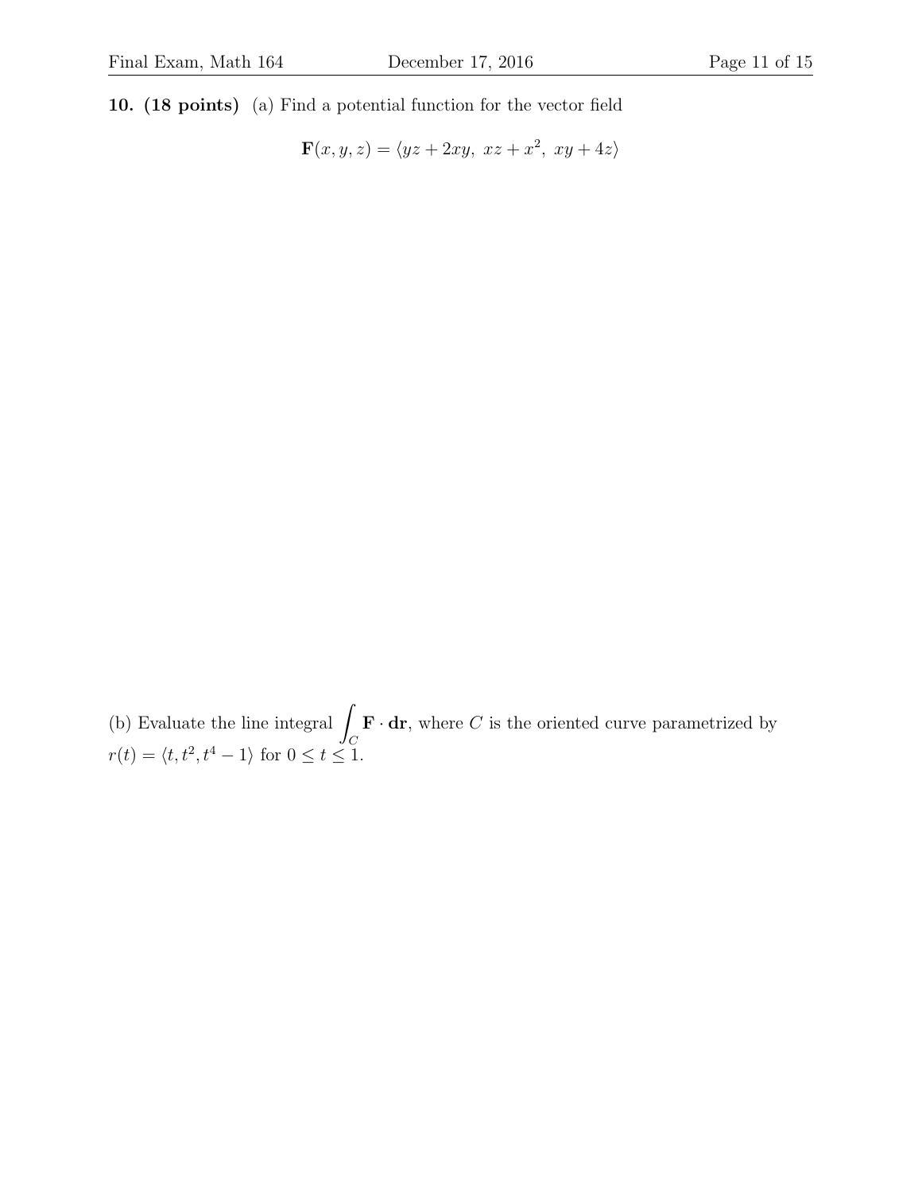**10. (18 points)** (a) Find a potential function for the vector field

$$\mathbf{F}(x, y, z) = \langle yz + 2xy,\ xz + x^2,\ xy + 4z \rangle$$

(b) Evaluate the line integral $\int_C \mathbf{F} \cdot \mathbf{dr}$, where $C$ is the oriented curve parametrized by $r(t) = \langle t, t^2, t^4 - 1 \rangle$ for $0 \leq t \leq 1$.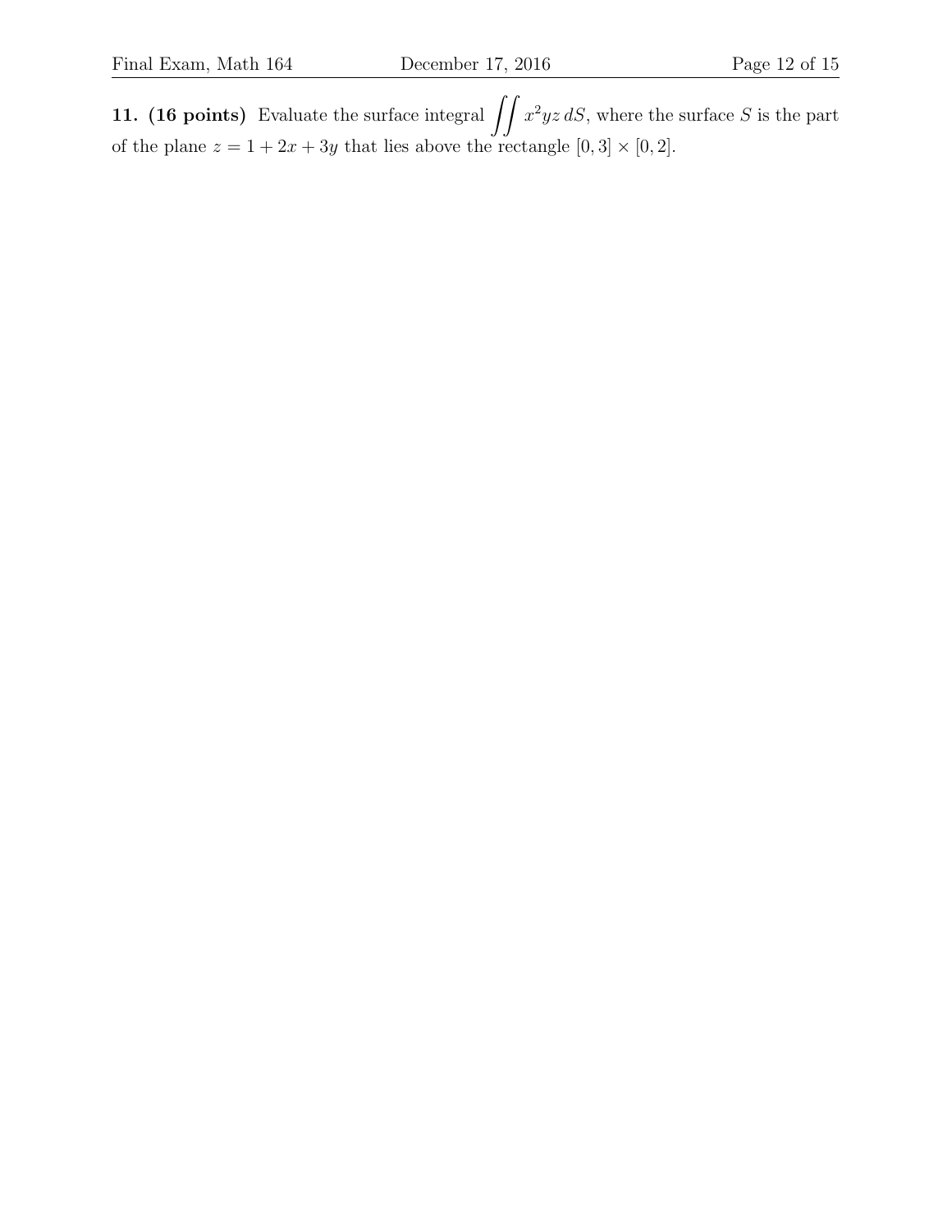**11. (16 points)** Evaluate the surface integral $\iint x^2yz\,dS$, where the surface $S$ is the part of the plane $z = 1 + 2x + 3y$ that lies above the rectangle $[0, 3] \times [0, 2]$.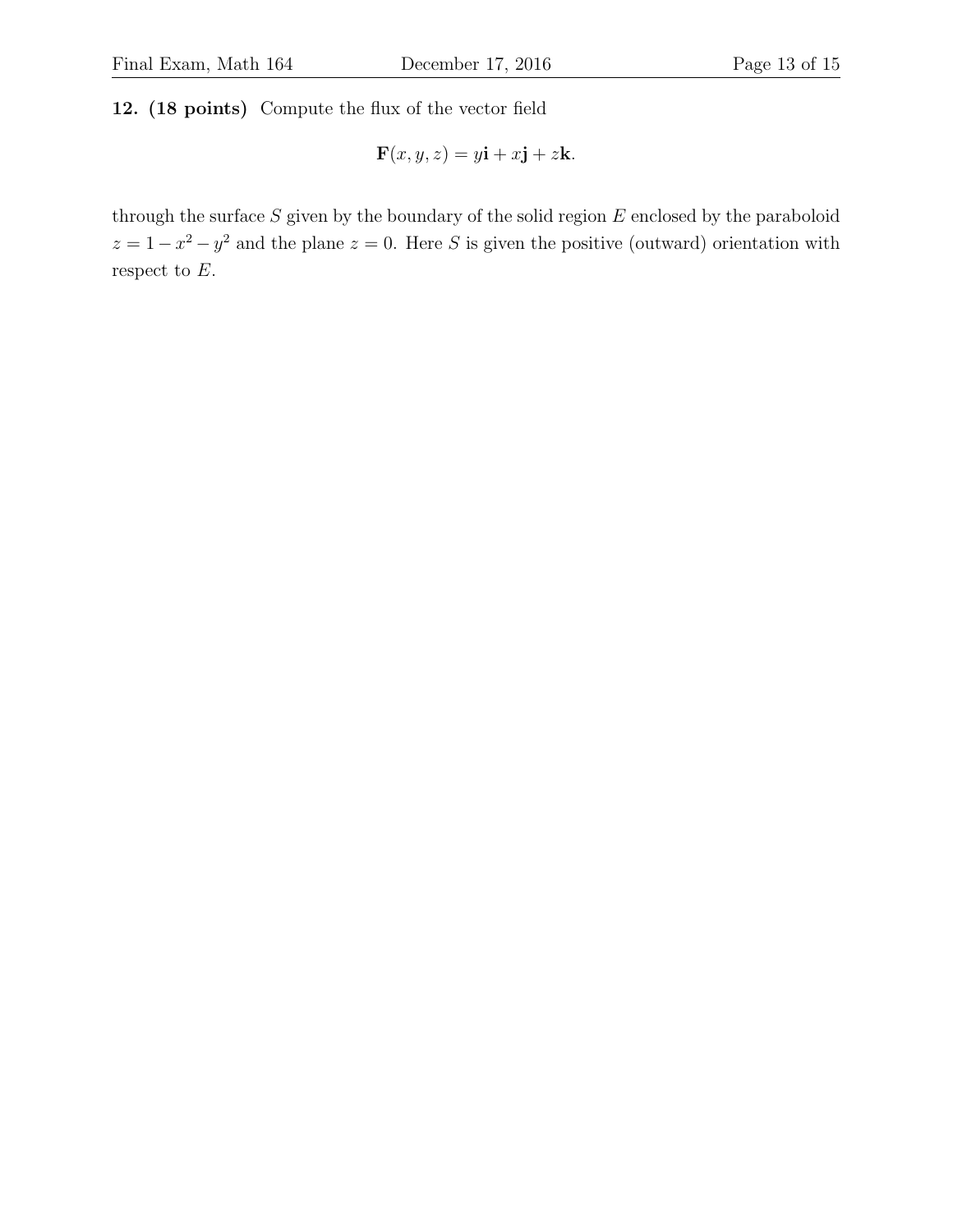**12. (18 points)** Compute the flux of the vector field

$$\mathbf{F}(x, y, z) = y\mathbf{i} + x\mathbf{j} + z\mathbf{k}.$$

through the surface $S$ given by the boundary of the solid region $E$ enclosed by the paraboloid $z = 1 - x^2 - y^2$ and the plane $z = 0$. Here $S$ is given the positive (outward) orientation with respect to $E$.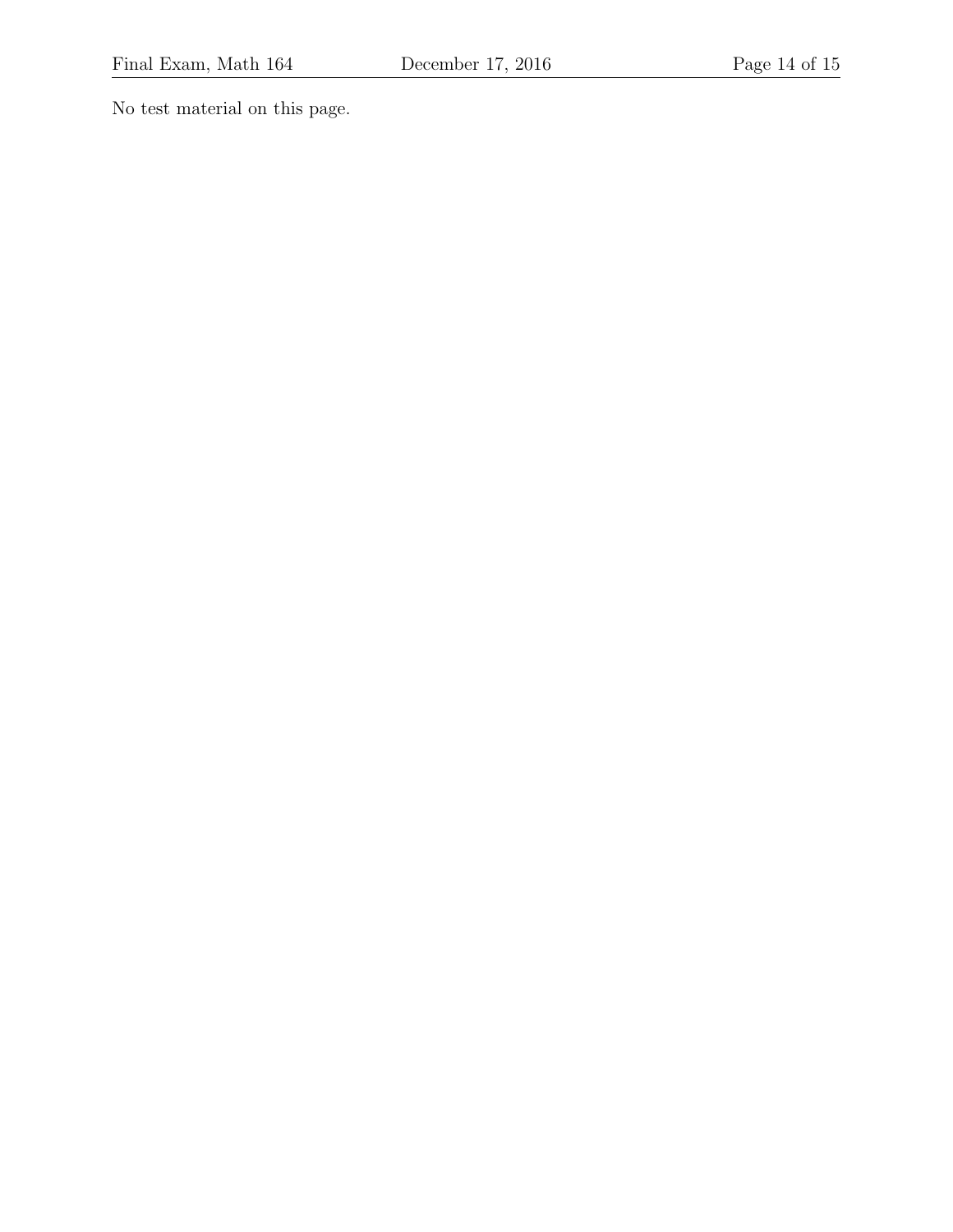No test material on this page.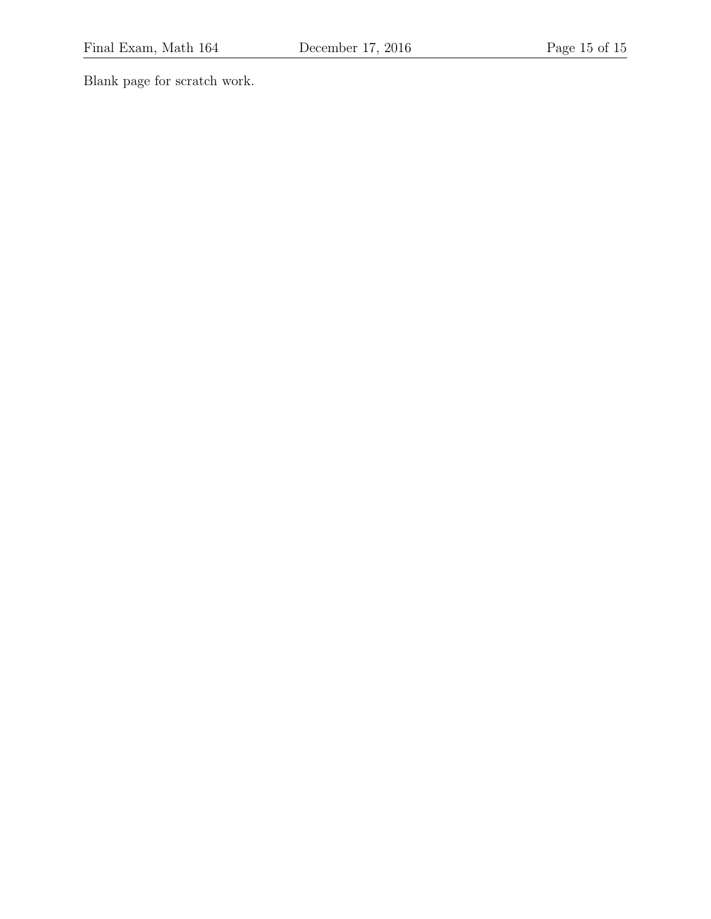Blank page for scratch work.